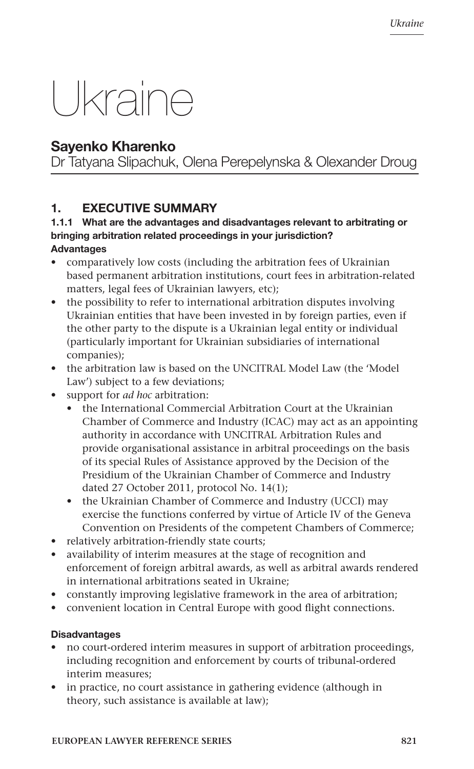# Ukraine

## Sayenko Kharenko

Dr Tatyana Slipachuk, Olena Perepelynska & Olexander Droug

## 1. EXECUTIVE SUMMARY

### 1.1.1 What are the advantages and disadvantages relevant to arbitrating or bringing arbitration related proceedings in your jurisdiction?

**Advantages**

- comparatively low costs (including the arbitration fees of Ukrainian based permanent arbitration institutions, court fees in arbitration-related matters, legal fees of Ukrainian lawyers, etc);
- the possibility to refer to international arbitration disputes involving Ukrainian entities that have been invested in by foreign parties, even if the other party to the dispute is a Ukrainian legal entity or individual (particularly important for Ukrainian subsidiaries of international companies);
- the arbitration law is based on the UNCITRAL Model Law (the 'Model Law') subject to a few deviations;
- support for *ad hoc* arbitration:
  - the International Commercial Arbitration Court at the Ukrainian Chamber of Commerce and Industry (ICAC) may act as an appointing authority in accordance with UNCITRAL Arbitration Rules and provide organisational assistance in arbitral proceedings on the basis of its special Rules of Assistance approved by the Decision of the Presidium of the Ukrainian Chamber of Commerce and Industry dated 27 October 2011, protocol No. 14(1);
  - the Ukrainian Chamber of Commerce and Industry (UCCI) may exercise the functions conferred by virtue of Article IV of the Geneva Convention on Presidents of the competent Chambers of Commerce;
- relatively arbitration-friendly state courts;
- availability of interim measures at the stage of recognition and enforcement of foreign arbitral awards, as well as arbitral awards rendered in international arbitrations seated in Ukraine;
- constantly improving legislative framework in the area of arbitration;
- convenient location in Central Europe with good flight connections.

**Disadvantages**

- no court-ordered interim measures in support of arbitration proceedings, including recognition and enforcement by courts of tribunal-ordered interim measures;
- in practice, no court assistance in gathering evidence (although in theory, such assistance is available at law);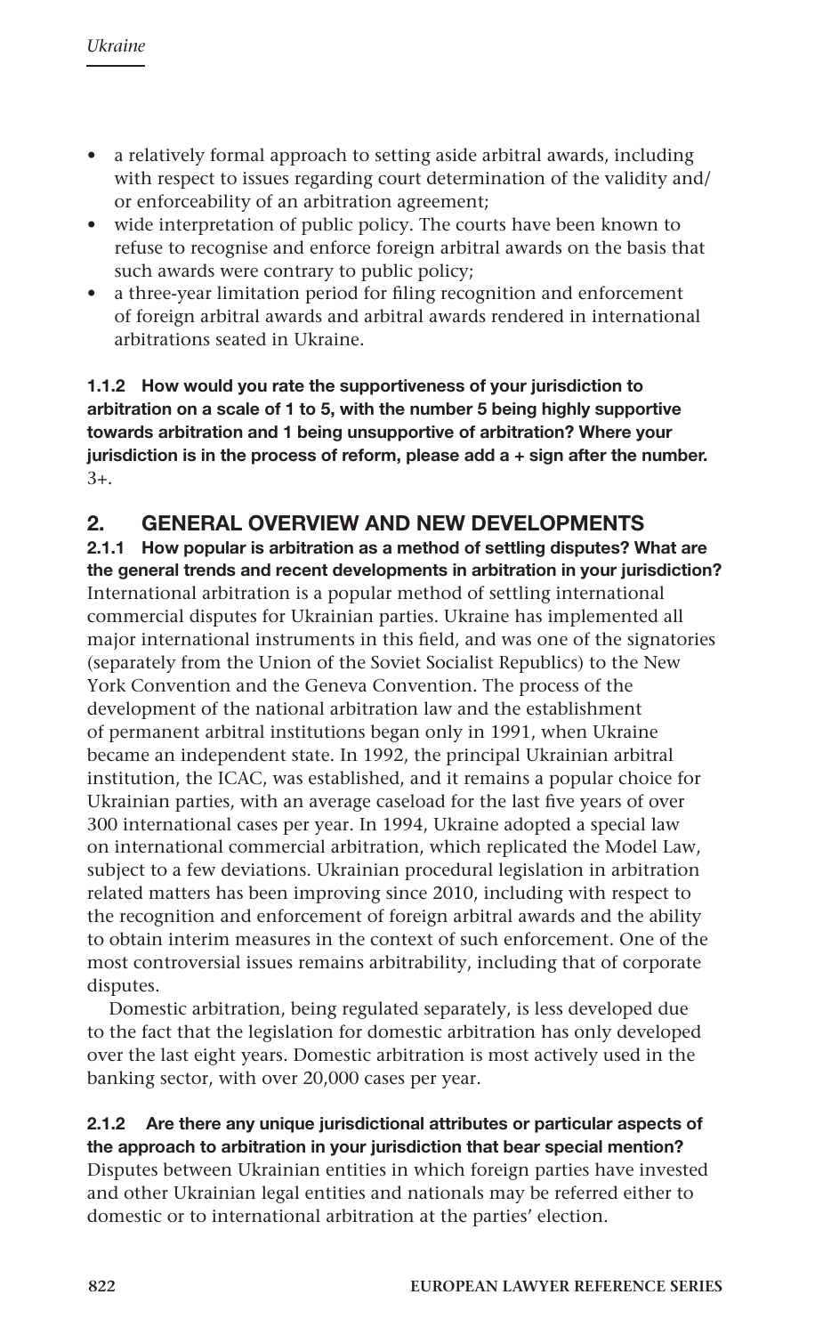- a relatively formal approach to setting aside arbitral awards, including with respect to issues regarding court determination of the validity and/or enforceability of an arbitration agreement;
- wide interpretation of public policy. The courts have been known to refuse to recognise and enforce foreign arbitral awards on the basis that such awards were contrary to public policy;
- a three-year limitation period for filing recognition and enforcement of foreign arbitral awards and arbitral awards rendered in international arbitrations seated in Ukraine.

**1.1.2 How would you rate the supportiveness of your jurisdiction to arbitration on a scale of 1 to 5, with the number 5 being highly supportive towards arbitration and 1 being unsupportive of arbitration? Where your jurisdiction is in the process of reform, please add a + sign after the number.**
3+.

## 2. GENERAL OVERVIEW AND NEW DEVELOPMENTS

**2.1.1 How popular is arbitration as a method of settling disputes? What are the general trends and recent developments in arbitration in your jurisdiction?**
International arbitration is a popular method of settling international commercial disputes for Ukrainian parties. Ukraine has implemented all major international instruments in this field, and was one of the signatories (separately from the Union of the Soviet Socialist Republics) to the New York Convention and the Geneva Convention. The process of the development of the national arbitration law and the establishment of permanent arbitral institutions began only in 1991, when Ukraine became an independent state. In 1992, the principal Ukrainian arbitral institution, the ICAC, was established, and it remains a popular choice for Ukrainian parties, with an average caseload for the last five years of over 300 international cases per year. In 1994, Ukraine adopted a special law on international commercial arbitration, which replicated the Model Law, subject to a few deviations. Ukrainian procedural legislation in arbitration related matters has been improving since 2010, including with respect to the recognition and enforcement of foreign arbitral awards and the ability to obtain interim measures in the context of such enforcement. One of the most controversial issues remains arbitrability, including that of corporate disputes.

Domestic arbitration, being regulated separately, is less developed due to the fact that the legislation for domestic arbitration has only developed over the last eight years. Domestic arbitration is most actively used in the banking sector, with over 20,000 cases per year.

**2.1.2 Are there any unique jurisdictional attributes or particular aspects of the approach to arbitration in your jurisdiction that bear special mention?**
Disputes between Ukrainian entities in which foreign parties have invested and other Ukrainian legal entities and nationals may be referred either to domestic or to international arbitration at the parties' election.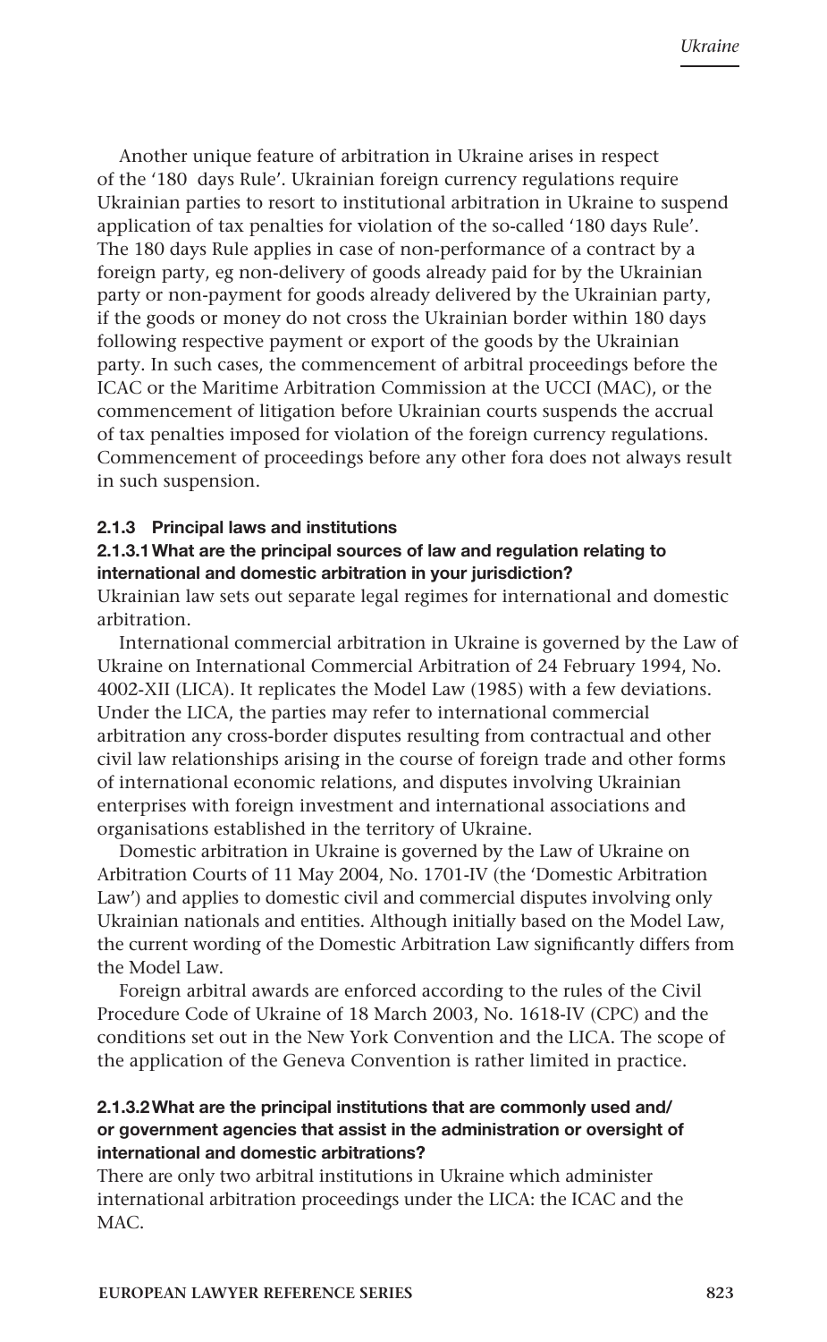Another unique feature of arbitration in Ukraine arises in respect of the '180 days Rule'. Ukrainian foreign currency regulations require Ukrainian parties to resort to institutional arbitration in Ukraine to suspend application of tax penalties for violation of the so-called '180 days Rule'. The 180 days Rule applies in case of non-performance of a contract by a foreign party, eg non-delivery of goods already paid for by the Ukrainian party or non-payment for goods already delivered by the Ukrainian party, if the goods or money do not cross the Ukrainian border within 180 days following respective payment or export of the goods by the Ukrainian party. In such cases, the commencement of arbitral proceedings before the ICAC or the Maritime Arbitration Commission at the UCCI (MAC), or the commencement of litigation before Ukrainian courts suspends the accrual of tax penalties imposed for violation of the foreign currency regulations. Commencement of proceedings before any other fora does not always result in such suspension.

#### 2.1.3 Principal laws and institutions

##### 2.1.3.1 What are the principal sources of law and regulation relating to international and domestic arbitration in your jurisdiction?

Ukrainian law sets out separate legal regimes for international and domestic arbitration.

International commercial arbitration in Ukraine is governed by the Law of Ukraine on International Commercial Arbitration of 24 February 1994, No. 4002-XII (LICA). It replicates the Model Law (1985) with a few deviations. Under the LICA, the parties may refer to international commercial arbitration any cross-border disputes resulting from contractual and other civil law relationships arising in the course of foreign trade and other forms of international economic relations, and disputes involving Ukrainian enterprises with foreign investment and international associations and organisations established in the territory of Ukraine.

Domestic arbitration in Ukraine is governed by the Law of Ukraine on Arbitration Courts of 11 May 2004, No. 1701-IV (the 'Domestic Arbitration Law') and applies to domestic civil and commercial disputes involving only Ukrainian nationals and entities. Although initially based on the Model Law, the current wording of the Domestic Arbitration Law significantly differs from the Model Law.

Foreign arbitral awards are enforced according to the rules of the Civil Procedure Code of Ukraine of 18 March 2003, No. 1618-IV (CPC) and the conditions set out in the New York Convention and the LICA. The scope of the application of the Geneva Convention is rather limited in practice.

##### 2.1.3.2 What are the principal institutions that are commonly used and/or government agencies that assist in the administration or oversight of international and domestic arbitrations?

There are only two arbitral institutions in Ukraine which administer international arbitration proceedings under the LICA: the ICAC and the MAC.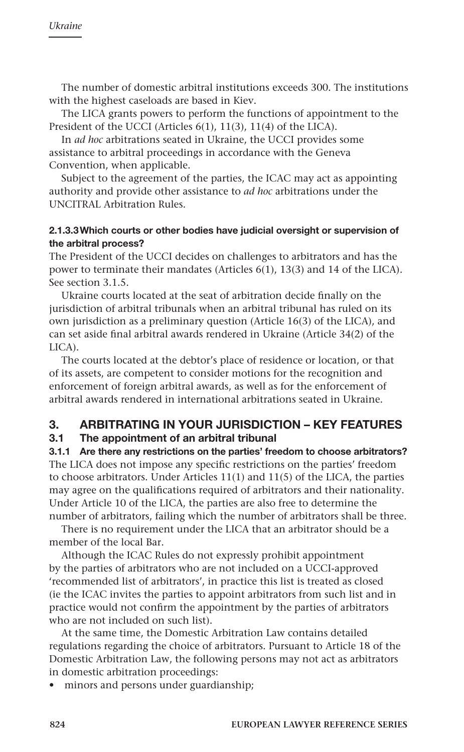The number of domestic arbitral institutions exceeds 300. The institutions with the highest caseloads are based in Kiev.

The LICA grants powers to perform the functions of appointment to the President of the UCCI (Articles 6(1), 11(3), 11(4) of the LICA).

In *ad hoc* arbitrations seated in Ukraine, the UCCI provides some assistance to arbitral proceedings in accordance with the Geneva Convention, when applicable.

Subject to the agreement of the parties, the ICAC may act as appointing authority and provide other assistance to *ad hoc* arbitrations under the UNCITRAL Arbitration Rules.

#### 2.1.3.3 Which courts or other bodies have judicial oversight or supervision of the arbitral process?

The President of the UCCI decides on challenges to arbitrators and has the power to terminate their mandates (Articles 6(1), 13(3) and 14 of the LICA). See section 3.1.5.

Ukraine courts located at the seat of arbitration decide finally on the jurisdiction of arbitral tribunals when an arbitral tribunal has ruled on its own jurisdiction as a preliminary question (Article 16(3) of the LICA), and can set aside final arbitral awards rendered in Ukraine (Article 34(2) of the LICA).

The courts located at the debtor's place of residence or location, or that of its assets, are competent to consider motions for the recognition and enforcement of foreign arbitral awards, as well as for the enforcement of arbitral awards rendered in international arbitrations seated in Ukraine.

## 3. ARBITRATING IN YOUR JURISDICTION – KEY FEATURES

### 3.1 The appointment of an arbitral tribunal

#### 3.1.1 Are there any restrictions on the parties' freedom to choose arbitrators?

The LICA does not impose any specific restrictions on the parties' freedom to choose arbitrators. Under Articles 11(1) and 11(5) of the LICA, the parties may agree on the qualifications required of arbitrators and their nationality. Under Article 10 of the LICA, the parties are also free to determine the number of arbitrators, failing which the number of arbitrators shall be three.

There is no requirement under the LICA that an arbitrator should be a member of the local Bar.

Although the ICAC Rules do not expressly prohibit appointment by the parties of arbitrators who are not included on a UCCI-approved 'recommended list of arbitrators', in practice this list is treated as closed (ie the ICAC invites the parties to appoint arbitrators from such list and in practice would not confirm the appointment by the parties of arbitrators who are not included on such list).

At the same time, the Domestic Arbitration Law contains detailed regulations regarding the choice of arbitrators. Pursuant to Article 18 of the Domestic Arbitration Law, the following persons may not act as arbitrators in domestic arbitration proceedings:

- minors and persons under guardianship;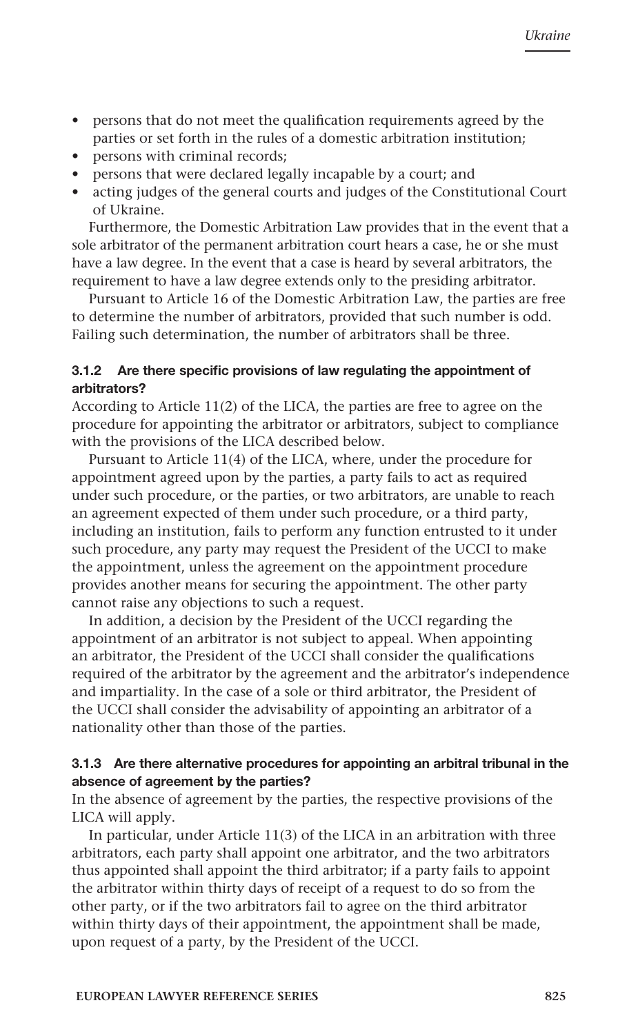- persons that do not meet the qualification requirements agreed by the parties or set forth in the rules of a domestic arbitration institution;
- persons with criminal records;
- persons that were declared legally incapable by a court; and
- acting judges of the general courts and judges of the Constitutional Court of Ukraine.

Furthermore, the Domestic Arbitration Law provides that in the event that a sole arbitrator of the permanent arbitration court hears a case, he or she must have a law degree. In the event that a case is heard by several arbitrators, the requirement to have a law degree extends only to the presiding arbitrator.

Pursuant to Article 16 of the Domestic Arbitration Law, the parties are free to determine the number of arbitrators, provided that such number is odd. Failing such determination, the number of arbitrators shall be three.

#### 3.1.2 Are there specific provisions of law regulating the appointment of arbitrators?

According to Article 11(2) of the LICA, the parties are free to agree on the procedure for appointing the arbitrator or arbitrators, subject to compliance with the provisions of the LICA described below.

Pursuant to Article 11(4) of the LICA, where, under the procedure for appointment agreed upon by the parties, a party fails to act as required under such procedure, or the parties, or two arbitrators, are unable to reach an agreement expected of them under such procedure, or a third party, including an institution, fails to perform any function entrusted to it under such procedure, any party may request the President of the UCCI to make the appointment, unless the agreement on the appointment procedure provides another means for securing the appointment. The other party cannot raise any objections to such a request.

In addition, a decision by the President of the UCCI regarding the appointment of an arbitrator is not subject to appeal. When appointing an arbitrator, the President of the UCCI shall consider the qualifications required of the arbitrator by the agreement and the arbitrator's independence and impartiality. In the case of a sole or third arbitrator, the President of the UCCI shall consider the advisability of appointing an arbitrator of a nationality other than those of the parties.

#### 3.1.3 Are there alternative procedures for appointing an arbitral tribunal in the absence of agreement by the parties?

In the absence of agreement by the parties, the respective provisions of the LICA will apply.

In particular, under Article 11(3) of the LICA in an arbitration with three arbitrators, each party shall appoint one arbitrator, and the two arbitrators thus appointed shall appoint the third arbitrator; if a party fails to appoint the arbitrator within thirty days of receipt of a request to do so from the other party, or if the two arbitrators fail to agree on the third arbitrator within thirty days of their appointment, the appointment shall be made, upon request of a party, by the President of the UCCI.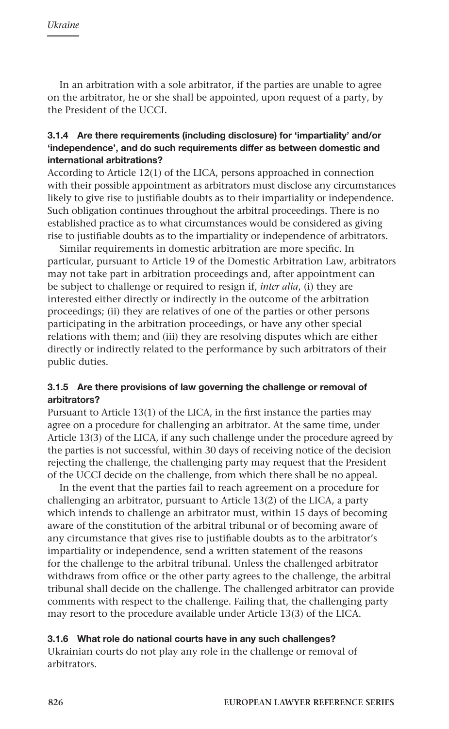In an arbitration with a sole arbitrator, if the parties are unable to agree on the arbitrator, he or she shall be appointed, upon request of a party, by the President of the UCCI.

### 3.1.4 Are there requirements (including disclosure) for 'impartiality' and/or 'independence', and do such requirements differ as between domestic and international arbitrations?

According to Article 12(1) of the LICA, persons approached in connection with their possible appointment as arbitrators must disclose any circumstances likely to give rise to justifiable doubts as to their impartiality or independence. Such obligation continues throughout the arbitral proceedings. There is no established practice as to what circumstances would be considered as giving rise to justifiable doubts as to the impartiality or independence of arbitrators.

Similar requirements in domestic arbitration are more specific. In particular, pursuant to Article 19 of the Domestic Arbitration Law, arbitrators may not take part in arbitration proceedings and, after appointment can be subject to challenge or required to resign if, *inter alia*, (i) they are interested either directly or indirectly in the outcome of the arbitration proceedings; (ii) they are relatives of one of the parties or other persons participating in the arbitration proceedings, or have any other special relations with them; and (iii) they are resolving disputes which are either directly or indirectly related to the performance by such arbitrators of their public duties.

### 3.1.5 Are there provisions of law governing the challenge or removal of arbitrators?

Pursuant to Article 13(1) of the LICA, in the first instance the parties may agree on a procedure for challenging an arbitrator. At the same time, under Article 13(3) of the LICA, if any such challenge under the procedure agreed by the parties is not successful, within 30 days of receiving notice of the decision rejecting the challenge, the challenging party may request that the President of the UCCI decide on the challenge, from which there shall be no appeal.

In the event that the parties fail to reach agreement on a procedure for challenging an arbitrator, pursuant to Article 13(2) of the LICA, a party which intends to challenge an arbitrator must, within 15 days of becoming aware of the constitution of the arbitral tribunal or of becoming aware of any circumstance that gives rise to justifiable doubts as to the arbitrator's impartiality or independence, send a written statement of the reasons for the challenge to the arbitral tribunal. Unless the challenged arbitrator withdraws from office or the other party agrees to the challenge, the arbitral tribunal shall decide on the challenge. The challenged arbitrator can provide comments with respect to the challenge. Failing that, the challenging party may resort to the procedure available under Article 13(3) of the LICA.

### 3.1.6 What role do national courts have in any such challenges?

Ukrainian courts do not play any role in the challenge or removal of arbitrators.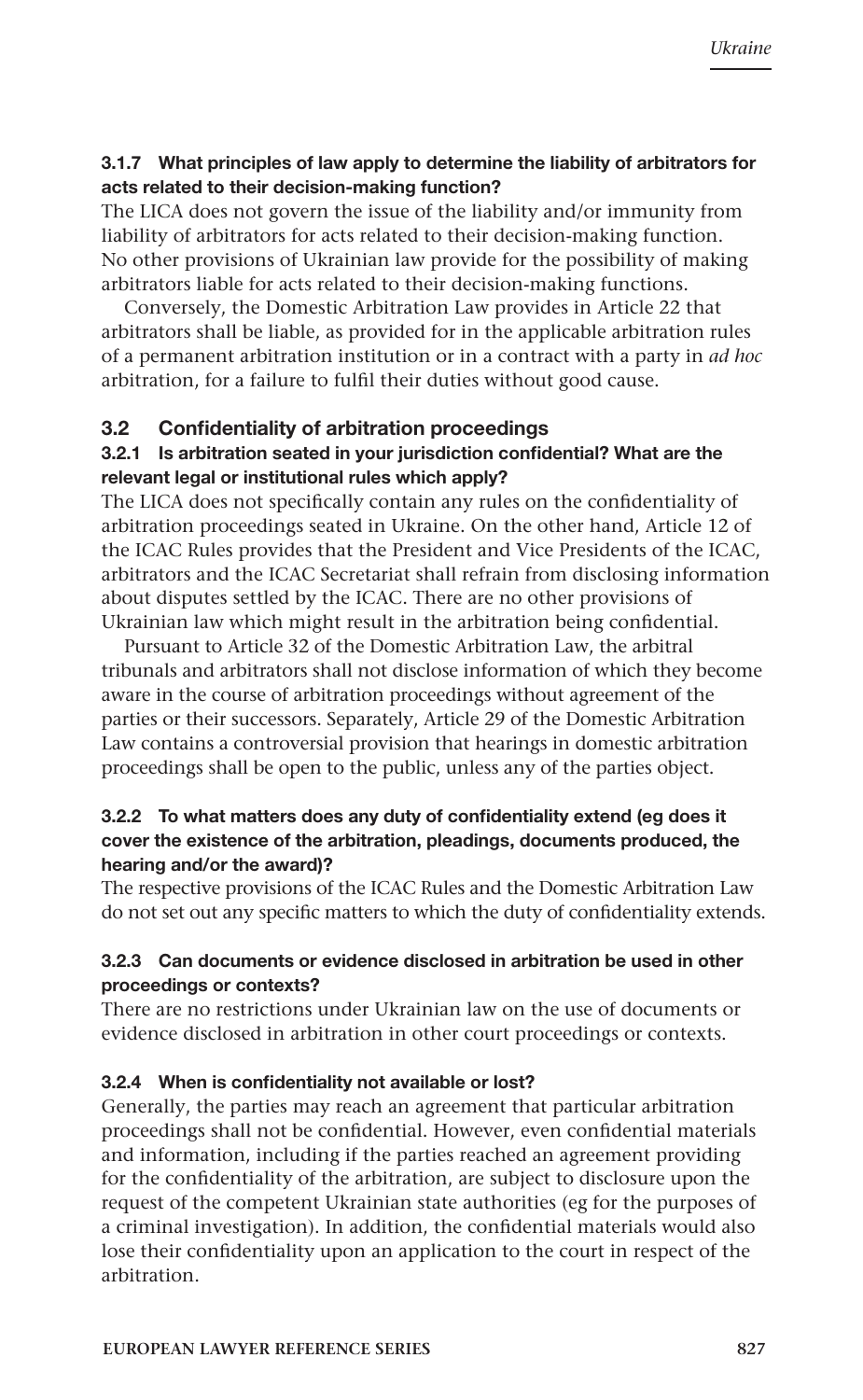#### 3.1.7 What principles of law apply to determine the liability of arbitrators for acts related to their decision-making function?

The LICA does not govern the issue of the liability and/or immunity from liability of arbitrators for acts related to their decision-making function. No other provisions of Ukrainian law provide for the possibility of making arbitrators liable for acts related to their decision-making functions.

Conversely, the Domestic Arbitration Law provides in Article 22 that arbitrators shall be liable, as provided for in the applicable arbitration rules of a permanent arbitration institution or in a contract with a party in *ad hoc* arbitration, for a failure to fulfil their duties without good cause.

### 3.2 Confidentiality of arbitration proceedings

#### 3.2.1 Is arbitration seated in your jurisdiction confidential? What are the relevant legal or institutional rules which apply?

The LICA does not specifically contain any rules on the confidentiality of arbitration proceedings seated in Ukraine. On the other hand, Article 12 of the ICAC Rules provides that the President and Vice Presidents of the ICAC, arbitrators and the ICAC Secretariat shall refrain from disclosing information about disputes settled by the ICAC. There are no other provisions of Ukrainian law which might result in the arbitration being confidential.

Pursuant to Article 32 of the Domestic Arbitration Law, the arbitral tribunals and arbitrators shall not disclose information of which they become aware in the course of arbitration proceedings without agreement of the parties or their successors. Separately, Article 29 of the Domestic Arbitration Law contains a controversial provision that hearings in domestic arbitration proceedings shall be open to the public, unless any of the parties object.

#### 3.2.2 To what matters does any duty of confidentiality extend (eg does it cover the existence of the arbitration, pleadings, documents produced, the hearing and/or the award)?

The respective provisions of the ICAC Rules and the Domestic Arbitration Law do not set out any specific matters to which the duty of confidentiality extends.

#### 3.2.3 Can documents or evidence disclosed in arbitration be used in other proceedings or contexts?

There are no restrictions under Ukrainian law on the use of documents or evidence disclosed in arbitration in other court proceedings or contexts.

#### 3.2.4 When is confidentiality not available or lost?

Generally, the parties may reach an agreement that particular arbitration proceedings shall not be confidential. However, even confidential materials and information, including if the parties reached an agreement providing for the confidentiality of the arbitration, are subject to disclosure upon the request of the competent Ukrainian state authorities (eg for the purposes of a criminal investigation). In addition, the confidential materials would also lose their confidentiality upon an application to the court in respect of the arbitration.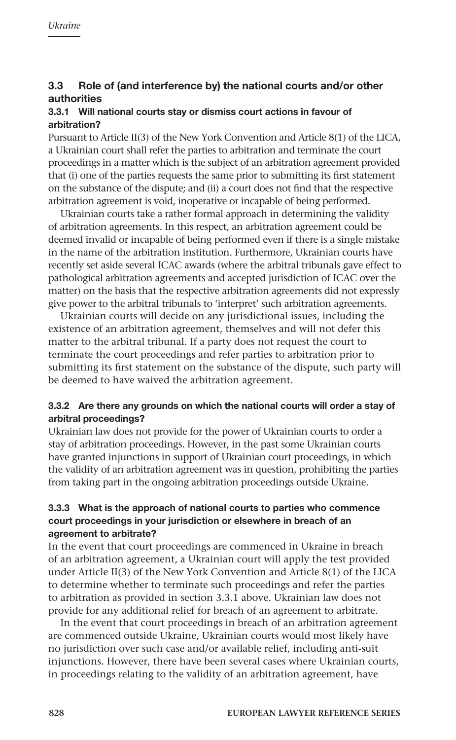### 3.3 Role of (and interference by) the national courts and/or other authorities

#### 3.3.1 Will national courts stay or dismiss court actions in favour of arbitration?

Pursuant to Article II(3) of the New York Convention and Article 8(1) of the LICA, a Ukrainian court shall refer the parties to arbitration and terminate the court proceedings in a matter which is the subject of an arbitration agreement provided that (i) one of the parties requests the same prior to submitting its first statement on the substance of the dispute; and (ii) a court does not find that the respective arbitration agreement is void, inoperative or incapable of being performed.

Ukrainian courts take a rather formal approach in determining the validity of arbitration agreements. In this respect, an arbitration agreement could be deemed invalid or incapable of being performed even if there is a single mistake in the name of the arbitration institution. Furthermore, Ukrainian courts have recently set aside several ICAC awards (where the arbitral tribunals gave effect to pathological arbitration agreements and accepted jurisdiction of ICAC over the matter) on the basis that the respective arbitration agreements did not expressly give power to the arbitral tribunals to 'interpret' such arbitration agreements.

Ukrainian courts will decide on any jurisdictional issues, including the existence of an arbitration agreement, themselves and will not defer this matter to the arbitral tribunal. If a party does not request the court to terminate the court proceedings and refer parties to arbitration prior to submitting its first statement on the substance of the dispute, such party will be deemed to have waived the arbitration agreement.

#### 3.3.2 Are there any grounds on which the national courts will order a stay of arbitral proceedings?

Ukrainian law does not provide for the power of Ukrainian courts to order a stay of arbitration proceedings. However, in the past some Ukrainian courts have granted injunctions in support of Ukrainian court proceedings, in which the validity of an arbitration agreement was in question, prohibiting the parties from taking part in the ongoing arbitration proceedings outside Ukraine.

#### 3.3.3 What is the approach of national courts to parties who commence court proceedings in your jurisdiction or elsewhere in breach of an agreement to arbitrate?

In the event that court proceedings are commenced in Ukraine in breach of an arbitration agreement, a Ukrainian court will apply the test provided under Article II(3) of the New York Convention and Article 8(1) of the LICA to determine whether to terminate such proceedings and refer the parties to arbitration as provided in section 3.3.1 above. Ukrainian law does not provide for any additional relief for breach of an agreement to arbitrate.

In the event that court proceedings in breach of an arbitration agreement are commenced outside Ukraine, Ukrainian courts would most likely have no jurisdiction over such case and/or available relief, including anti-suit injunctions. However, there have been several cases where Ukrainian courts, in proceedings relating to the validity of an arbitration agreement, have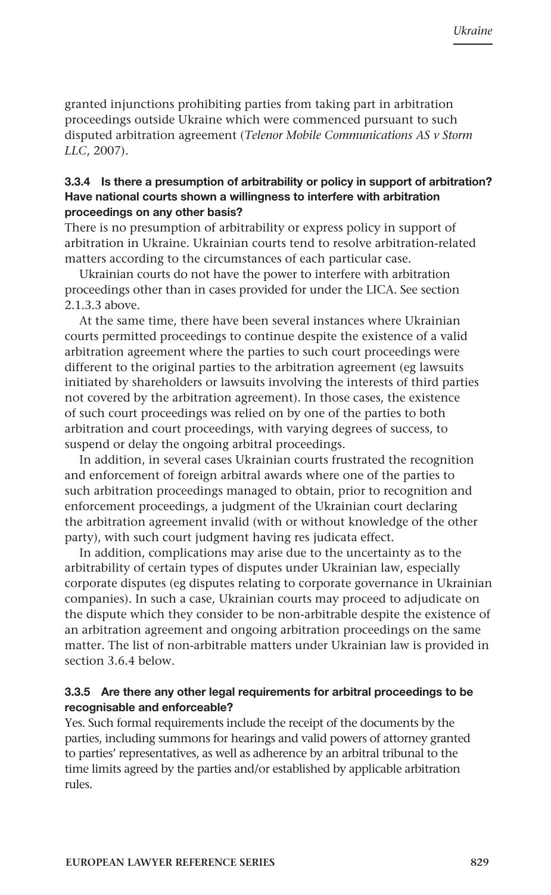granted injunctions prohibiting parties from taking part in arbitration proceedings outside Ukraine which were commenced pursuant to such disputed arbitration agreement (*Telenor Mobile Communications AS v Storm LLC*, 2007).

#### 3.3.4 Is there a presumption of arbitrability or policy in support of arbitration? Have national courts shown a willingness to interfere with arbitration proceedings on any other basis?

There is no presumption of arbitrability or express policy in support of arbitration in Ukraine. Ukrainian courts tend to resolve arbitration-related matters according to the circumstances of each particular case.

Ukrainian courts do not have the power to interfere with arbitration proceedings other than in cases provided for under the LICA. See section 2.1.3.3 above.

At the same time, there have been several instances where Ukrainian courts permitted proceedings to continue despite the existence of a valid arbitration agreement where the parties to such court proceedings were different to the original parties to the arbitration agreement (eg lawsuits initiated by shareholders or lawsuits involving the interests of third parties not covered by the arbitration agreement). In those cases, the existence of such court proceedings was relied on by one of the parties to both arbitration and court proceedings, with varying degrees of success, to suspend or delay the ongoing arbitral proceedings.

In addition, in several cases Ukrainian courts frustrated the recognition and enforcement of foreign arbitral awards where one of the parties to such arbitration proceedings managed to obtain, prior to recognition and enforcement proceedings, a judgment of the Ukrainian court declaring the arbitration agreement invalid (with or without knowledge of the other party), with such court judgment having res judicata effect.

In addition, complications may arise due to the uncertainty as to the arbitrability of certain types of disputes under Ukrainian law, especially corporate disputes (eg disputes relating to corporate governance in Ukrainian companies). In such a case, Ukrainian courts may proceed to adjudicate on the dispute which they consider to be non-arbitrable despite the existence of an arbitration agreement and ongoing arbitration proceedings on the same matter. The list of non-arbitrable matters under Ukrainian law is provided in section 3.6.4 below.

#### 3.3.5 Are there any other legal requirements for arbitral proceedings to be recognisable and enforceable?

Yes. Such formal requirements include the receipt of the documents by the parties, including summons for hearings and valid powers of attorney granted to parties' representatives, as well as adherence by an arbitral tribunal to the time limits agreed by the parties and/or established by applicable arbitration rules.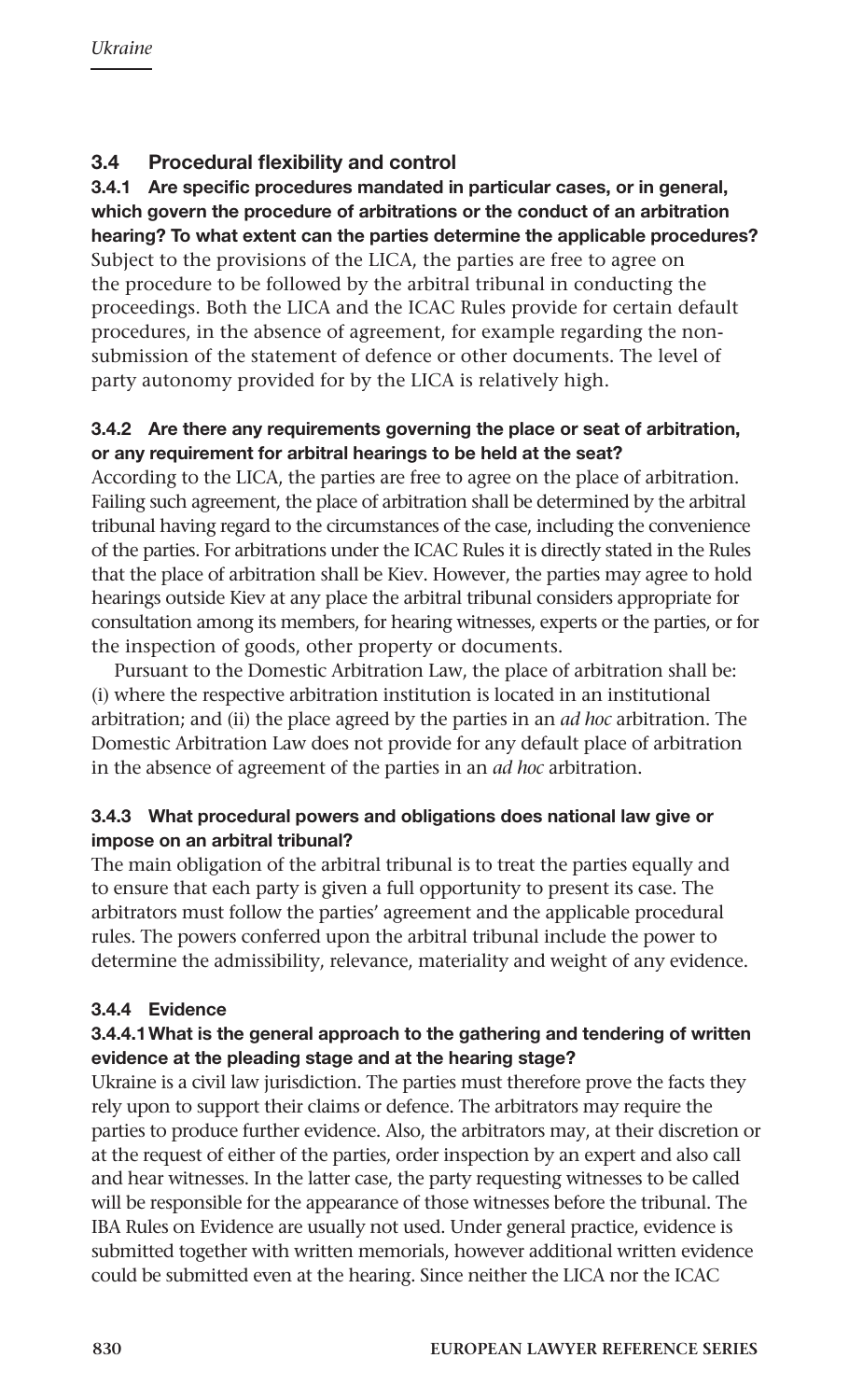### 3.4 Procedural flexibility and control

**3.4.1 Are specific procedures mandated in particular cases, or in general, which govern the procedure of arbitrations or the conduct of an arbitration hearing? To what extent can the parties determine the applicable procedures?**

Subject to the provisions of the LICA, the parties are free to agree on the procedure to be followed by the arbitral tribunal in conducting the proceedings. Both the LICA and the ICAC Rules provide for certain default procedures, in the absence of agreement, for example regarding the non-submission of the statement of defence or other documents. The level of party autonomy provided for by the LICA is relatively high.

**3.4.2 Are there any requirements governing the place or seat of arbitration, or any requirement for arbitral hearings to be held at the seat?**

According to the LICA, the parties are free to agree on the place of arbitration. Failing such agreement, the place of arbitration shall be determined by the arbitral tribunal having regard to the circumstances of the case, including the convenience of the parties. For arbitrations under the ICAC Rules it is directly stated in the Rules that the place of arbitration shall be Kiev. However, the parties may agree to hold hearings outside Kiev at any place the arbitral tribunal considers appropriate for consultation among its members, for hearing witnesses, experts or the parties, or for the inspection of goods, other property or documents.

Pursuant to the Domestic Arbitration Law, the place of arbitration shall be: (i) where the respective arbitration institution is located in an institutional arbitration; and (ii) the place agreed by the parties in an *ad hoc* arbitration. The Domestic Arbitration Law does not provide for any default place of arbitration in the absence of agreement of the parties in an *ad hoc* arbitration.

**3.4.3 What procedural powers and obligations does national law give or impose on an arbitral tribunal?**

The main obligation of the arbitral tribunal is to treat the parties equally and to ensure that each party is given a full opportunity to present its case. The arbitrators must follow the parties' agreement and the applicable procedural rules. The powers conferred upon the arbitral tribunal include the power to determine the admissibility, relevance, materiality and weight of any evidence.

**3.4.4 Evidence**

**3.4.4.1 What is the general approach to the gathering and tendering of written evidence at the pleading stage and at the hearing stage?**

Ukraine is a civil law jurisdiction. The parties must therefore prove the facts they rely upon to support their claims or defence. The arbitrators may require the parties to produce further evidence. Also, the arbitrators may, at their discretion or at the request of either of the parties, order inspection by an expert and also call and hear witnesses. In the latter case, the party requesting witnesses to be called will be responsible for the appearance of those witnesses before the tribunal. The IBA Rules on Evidence are usually not used. Under general practice, evidence is submitted together with written memorials, however additional written evidence could be submitted even at the hearing. Since neither the LICA nor the ICAC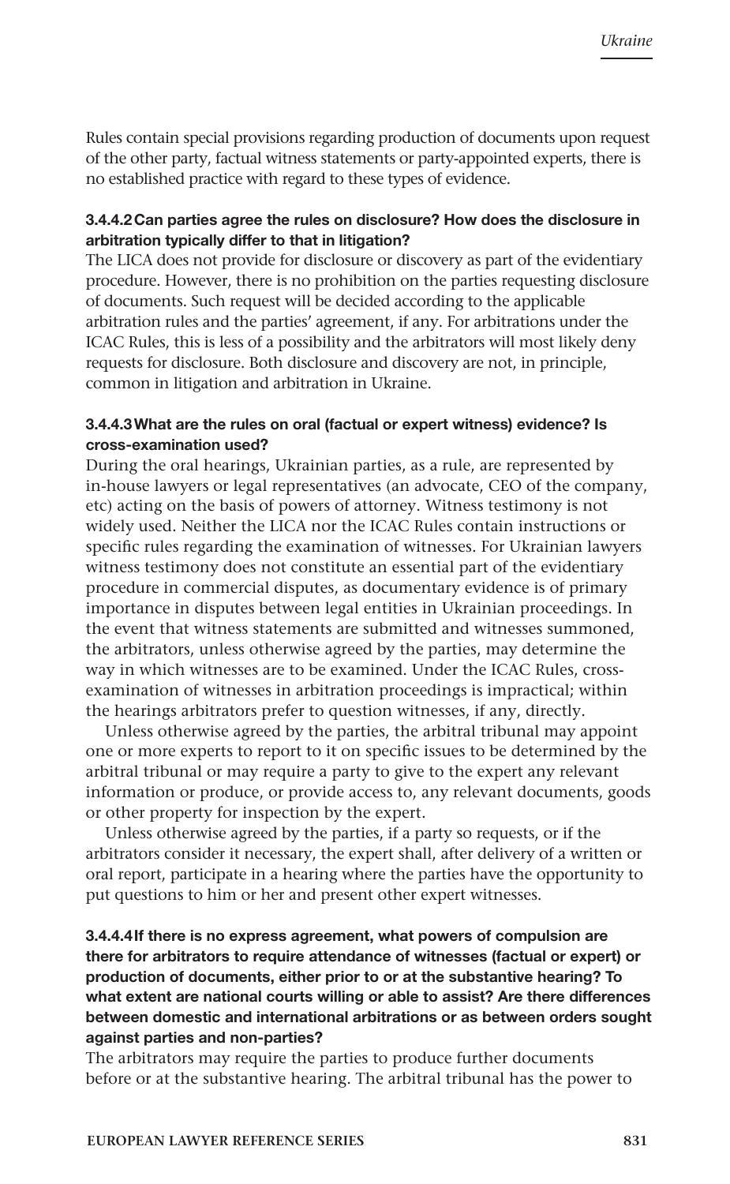Rules contain special provisions regarding production of documents upon request of the other party, factual witness statements or party-appointed experts, there is no established practice with regard to these types of evidence.

#### 3.4.4.2 Can parties agree the rules on disclosure? How does the disclosure in arbitration typically differ to that in litigation?

The LICA does not provide for disclosure or discovery as part of the evidentiary procedure. However, there is no prohibition on the parties requesting disclosure of documents. Such request will be decided according to the applicable arbitration rules and the parties' agreement, if any. For arbitrations under the ICAC Rules, this is less of a possibility and the arbitrators will most likely deny requests for disclosure. Both disclosure and discovery are not, in principle, common in litigation and arbitration in Ukraine.

#### 3.4.4.3 What are the rules on oral (factual or expert witness) evidence? Is cross-examination used?

During the oral hearings, Ukrainian parties, as a rule, are represented by in-house lawyers or legal representatives (an advocate, CEO of the company, etc) acting on the basis of powers of attorney. Witness testimony is not widely used. Neither the LICA nor the ICAC Rules contain instructions or specific rules regarding the examination of witnesses. For Ukrainian lawyers witness testimony does not constitute an essential part of the evidentiary procedure in commercial disputes, as documentary evidence is of primary importance in disputes between legal entities in Ukrainian proceedings. In the event that witness statements are submitted and witnesses summoned, the arbitrators, unless otherwise agreed by the parties, may determine the way in which witnesses are to be examined. Under the ICAC Rules, cross-examination of witnesses in arbitration proceedings is impractical; within the hearings arbitrators prefer to question witnesses, if any, directly.

Unless otherwise agreed by the parties, the arbitral tribunal may appoint one or more experts to report to it on specific issues to be determined by the arbitral tribunal or may require a party to give to the expert any relevant information or produce, or provide access to, any relevant documents, goods or other property for inspection by the expert.

Unless otherwise agreed by the parties, if a party so requests, or if the arbitrators consider it necessary, the expert shall, after delivery of a written or oral report, participate in a hearing where the parties have the opportunity to put questions to him or her and present other expert witnesses.

#### 3.4.4.4 If there is no express agreement, what powers of compulsion are there for arbitrators to require attendance of witnesses (factual or expert) or production of documents, either prior to or at the substantive hearing? To what extent are national courts willing or able to assist? Are there differences between domestic and international arbitrations or as between orders sought against parties and non-parties?

The arbitrators may require the parties to produce further documents before or at the substantive hearing. The arbitral tribunal has the power to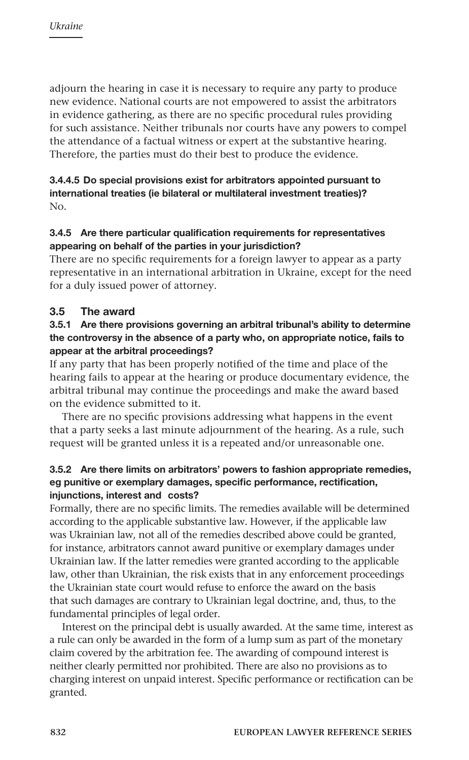adjourn the hearing in case it is necessary to require any party to produce new evidence. National courts are not empowered to assist the arbitrators in evidence gathering, as there are no specific procedural rules providing for such assistance. Neither tribunals nor courts have any powers to compel the attendance of a factual witness or expert at the substantive hearing. Therefore, the parties must do their best to produce the evidence.

#### 3.4.4.5 Do special provisions exist for arbitrators appointed pursuant to international treaties (ie bilateral or multilateral investment treaties)?

No.

#### 3.4.5 Are there particular qualification requirements for representatives appearing on behalf of the parties in your jurisdiction?

There are no specific requirements for a foreign lawyer to appear as a party representative in an international arbitration in Ukraine, except for the need for a duly issued power of attorney.

### 3.5 The award

#### 3.5.1 Are there provisions governing an arbitral tribunal's ability to determine the controversy in the absence of a party who, on appropriate notice, fails to appear at the arbitral proceedings?

If any party that has been properly notified of the time and place of the hearing fails to appear at the hearing or produce documentary evidence, the arbitral tribunal may continue the proceedings and make the award based on the evidence submitted to it.

There are no specific provisions addressing what happens in the event that a party seeks a last minute adjournment of the hearing. As a rule, such request will be granted unless it is a repeated and/or unreasonable one.

#### 3.5.2 Are there limits on arbitrators' powers to fashion appropriate remedies, eg punitive or exemplary damages, specific performance, rectification, injunctions, interest and costs?

Formally, there are no specific limits. The remedies available will be determined according to the applicable substantive law. However, if the applicable law was Ukrainian law, not all of the remedies described above could be granted, for instance, arbitrators cannot award punitive or exemplary damages under Ukrainian law. If the latter remedies were granted according to the applicable law, other than Ukrainian, the risk exists that in any enforcement proceedings the Ukrainian state court would refuse to enforce the award on the basis that such damages are contrary to Ukrainian legal doctrine, and, thus, to the fundamental principles of legal order.

Interest on the principal debt is usually awarded. At the same time, interest as a rule can only be awarded in the form of a lump sum as part of the monetary claim covered by the arbitration fee. The awarding of compound interest is neither clearly permitted nor prohibited. There are also no provisions as to charging interest on unpaid interest. Specific performance or rectification can be granted.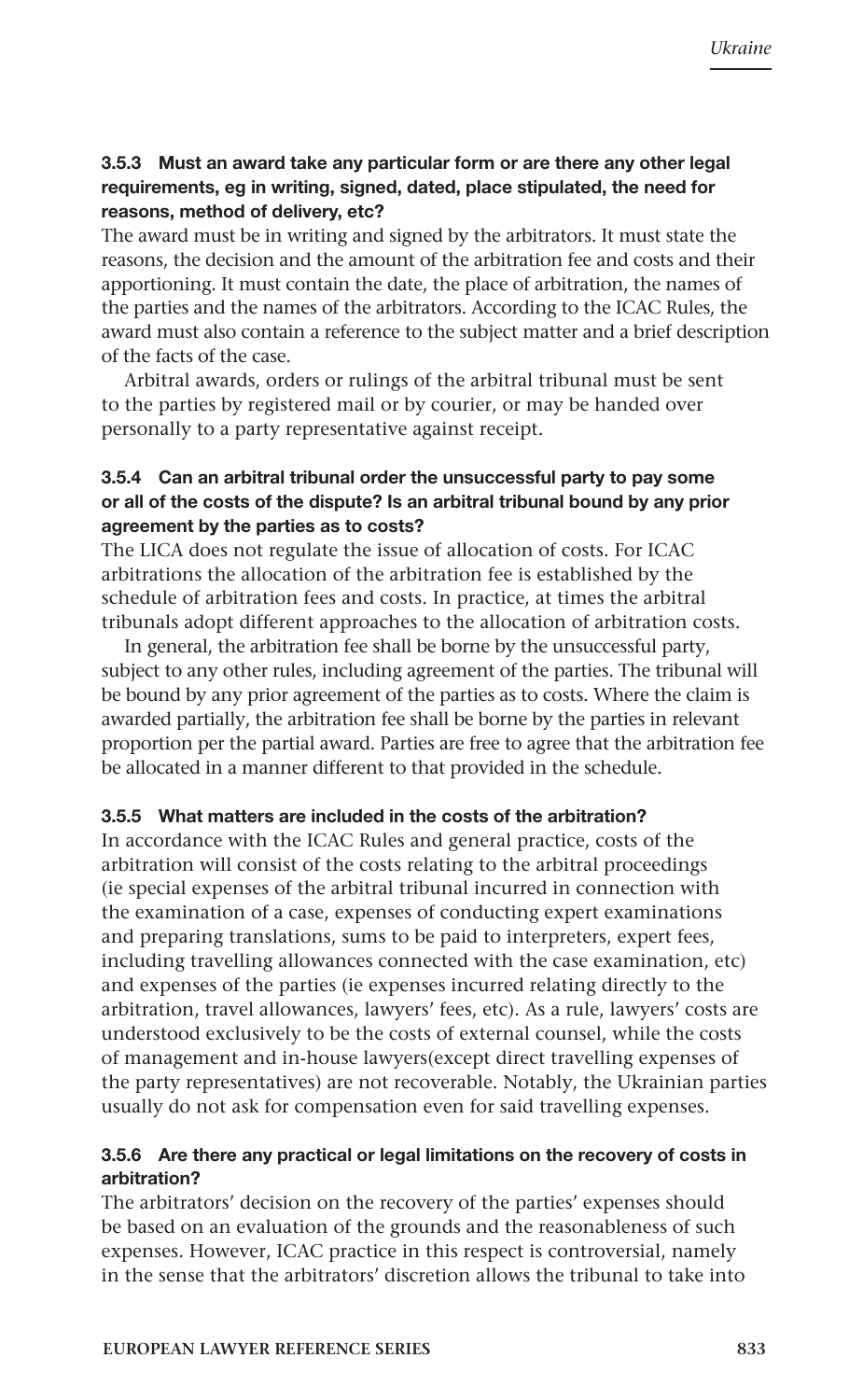#### 3.5.3 Must an award take any particular form or are there any other legal requirements, eg in writing, signed, dated, place stipulated, the need for reasons, method of delivery, etc?

The award must be in writing and signed by the arbitrators. It must state the reasons, the decision and the amount of the arbitration fee and costs and their apportioning. It must contain the date, the place of arbitration, the names of the parties and the names of the arbitrators. According to the ICAC Rules, the award must also contain a reference to the subject matter and a brief description of the facts of the case.

Arbitral awards, orders or rulings of the arbitral tribunal must be sent to the parties by registered mail or by courier, or may be handed over personally to a party representative against receipt.

#### 3.5.4 Can an arbitral tribunal order the unsuccessful party to pay some or all of the costs of the dispute? Is an arbitral tribunal bound by any prior agreement by the parties as to costs?

The LICA does not regulate the issue of allocation of costs. For ICAC arbitrations the allocation of the arbitration fee is established by the schedule of arbitration fees and costs. In practice, at times the arbitral tribunals adopt different approaches to the allocation of arbitration costs.

In general, the arbitration fee shall be borne by the unsuccessful party, subject to any other rules, including agreement of the parties. The tribunal will be bound by any prior agreement of the parties as to costs. Where the claim is awarded partially, the arbitration fee shall be borne by the parties in relevant proportion per the partial award. Parties are free to agree that the arbitration fee be allocated in a manner different to that provided in the schedule.

#### 3.5.5 What matters are included in the costs of the arbitration?

In accordance with the ICAC Rules and general practice, costs of the arbitration will consist of the costs relating to the arbitral proceedings (ie special expenses of the arbitral tribunal incurred in connection with the examination of a case, expenses of conducting expert examinations and preparing translations, sums to be paid to interpreters, expert fees, including travelling allowances connected with the case examination, etc) and expenses of the parties (ie expenses incurred relating directly to the arbitration, travel allowances, lawyers' fees, etc). As a rule, lawyers' costs are understood exclusively to be the costs of external counsel, while the costs of management and in-house lawyers(except direct travelling expenses of the party representatives) are not recoverable. Notably, the Ukrainian parties usually do not ask for compensation even for said travelling expenses.

#### 3.5.6 Are there any practical or legal limitations on the recovery of costs in arbitration?

The arbitrators' decision on the recovery of the parties' expenses should be based on an evaluation of the grounds and the reasonableness of such expenses. However, ICAC practice in this respect is controversial, namely in the sense that the arbitrators' discretion allows the tribunal to take into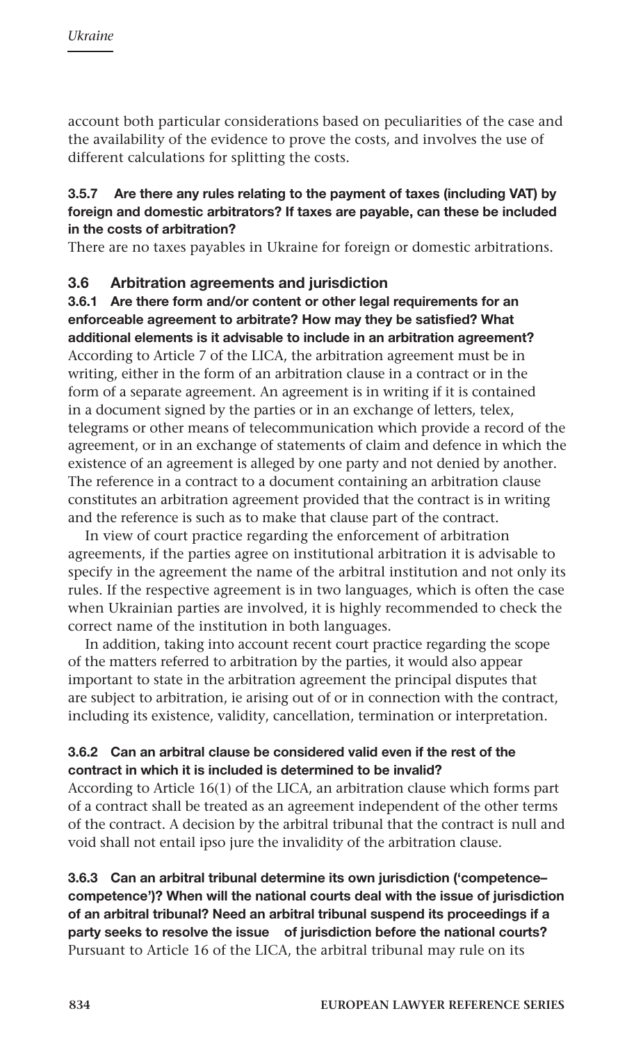account both particular considerations based on peculiarities of the case and the availability of the evidence to prove the costs, and involves the use of different calculations for splitting the costs.

#### 3.5.7 Are there any rules relating to the payment of taxes (including VAT) by foreign and domestic arbitrators? If taxes are payable, can these be included in the costs of arbitration?

There are no taxes payables in Ukraine for foreign or domestic arbitrations.

### 3.6 Arbitration agreements and jurisdiction

#### 3.6.1 Are there form and/or content or other legal requirements for an enforceable agreement to arbitrate? How may they be satisfied? What additional elements is it advisable to include in an arbitration agreement?

According to Article 7 of the LICA, the arbitration agreement must be in writing, either in the form of an arbitration clause in a contract or in the form of a separate agreement. An agreement is in writing if it is contained in a document signed by the parties or in an exchange of letters, telex, telegrams or other means of telecommunication which provide a record of the agreement, or in an exchange of statements of claim and defence in which the existence of an agreement is alleged by one party and not denied by another. The reference in a contract to a document containing an arbitration clause constitutes an arbitration agreement provided that the contract is in writing and the reference is such as to make that clause part of the contract.

In view of court practice regarding the enforcement of arbitration agreements, if the parties agree on institutional arbitration it is advisable to specify in the agreement the name of the arbitral institution and not only its rules. If the respective agreement is in two languages, which is often the case when Ukrainian parties are involved, it is highly recommended to check the correct name of the institution in both languages.

In addition, taking into account recent court practice regarding the scope of the matters referred to arbitration by the parties, it would also appear important to state in the arbitration agreement the principal disputes that are subject to arbitration, ie arising out of or in connection with the contract, including its existence, validity, cancellation, termination or interpretation.

#### 3.6.2 Can an arbitral clause be considered valid even if the rest of the contract in which it is included is determined to be invalid?

According to Article 16(1) of the LICA, an arbitration clause which forms part of a contract shall be treated as an agreement independent of the other terms of the contract. A decision by the arbitral tribunal that the contract is null and void shall not entail ipso jure the invalidity of the arbitration clause.

#### 3.6.3 Can an arbitral tribunal determine its own jurisdiction ('competence–competence')? When will the national courts deal with the issue of jurisdiction of an arbitral tribunal? Need an arbitral tribunal suspend its proceedings if a party seeks to resolve the issue of jurisdiction before the national courts?

Pursuant to Article 16 of the LICA, the arbitral tribunal may rule on its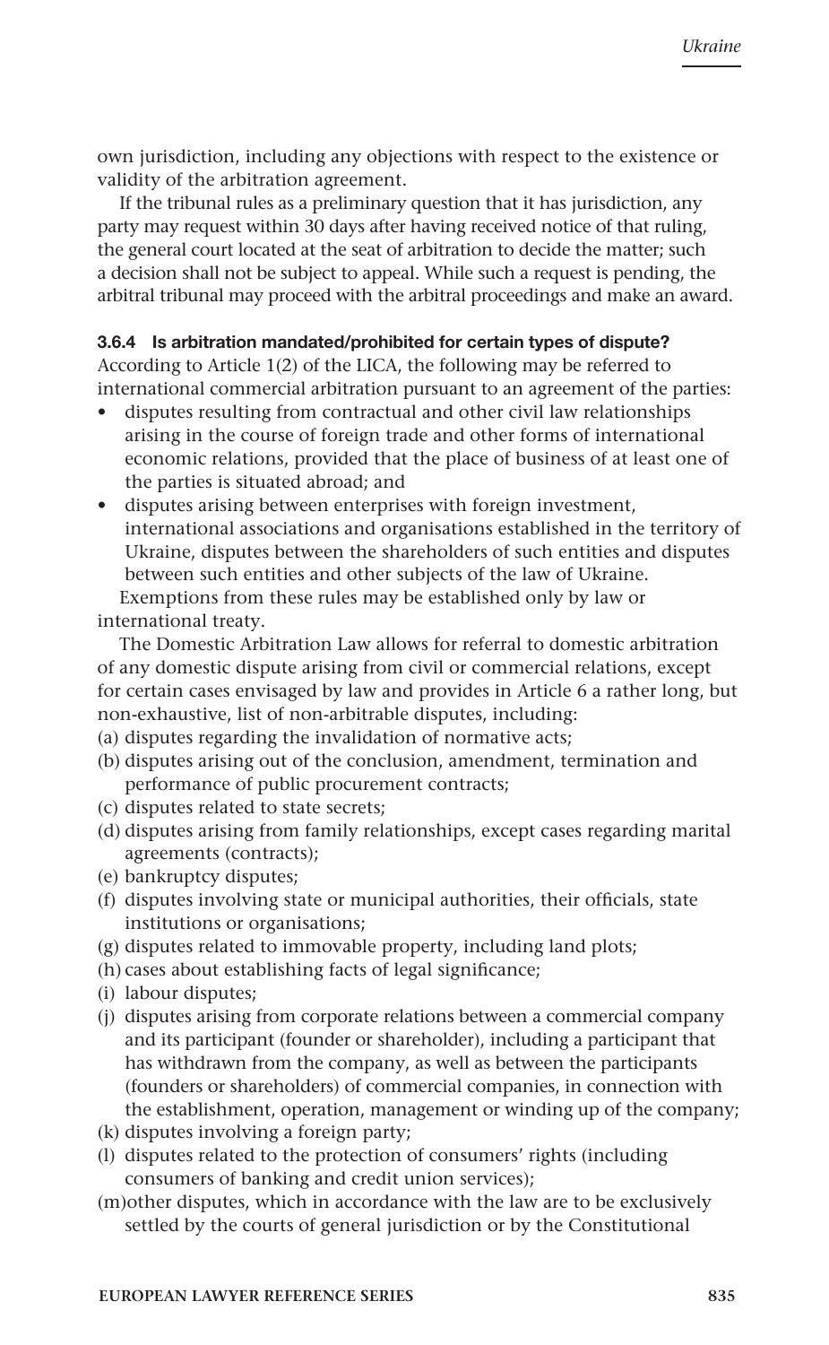own jurisdiction, including any objections with respect to the existence or validity of the arbitration agreement.

If the tribunal rules as a preliminary question that it has jurisdiction, any party may request within 30 days after having received notice of that ruling, the general court located at the seat of arbitration to decide the matter; such a decision shall not be subject to appeal. While such a request is pending, the arbitral tribunal may proceed with the arbitral proceedings and make an award.

#### 3.6.4 Is arbitration mandated/prohibited for certain types of dispute?

According to Article 1(2) of the LICA, the following may be referred to international commercial arbitration pursuant to an agreement of the parties:

- disputes resulting from contractual and other civil law relationships arising in the course of foreign trade and other forms of international economic relations, provided that the place of business of at least one of the parties is situated abroad; and
- disputes arising between enterprises with foreign investment, international associations and organisations established in the territory of Ukraine, disputes between the shareholders of such entities and disputes between such entities and other subjects of the law of Ukraine.

Exemptions from these rules may be established only by law or international treaty.

The Domestic Arbitration Law allows for referral to domestic arbitration of any domestic dispute arising from civil or commercial relations, except for certain cases envisaged by law and provides in Article 6 a rather long, but non-exhaustive, list of non-arbitrable disputes, including:

(a) disputes regarding the invalidation of normative acts;
(b) disputes arising out of the conclusion, amendment, termination and performance of public procurement contracts;
(c) disputes related to state secrets;
(d) disputes arising from family relationships, except cases regarding marital agreements (contracts);
(e) bankruptcy disputes;
(f) disputes involving state or municipal authorities, their officials, state institutions or organisations;
(g) disputes related to immovable property, including land plots;
(h) cases about establishing facts of legal significance;
(i) labour disputes;
(j) disputes arising from corporate relations between a commercial company and its participant (founder or shareholder), including a participant that has withdrawn from the company, as well as between the participants (founders or shareholders) of commercial companies, in connection with the establishment, operation, management or winding up of the company;
(k) disputes involving a foreign party;
(l) disputes related to the protection of consumers' rights (including consumers of banking and credit union services);
(m) other disputes, which in accordance with the law are to be exclusively settled by the courts of general jurisdiction or by the Constitutional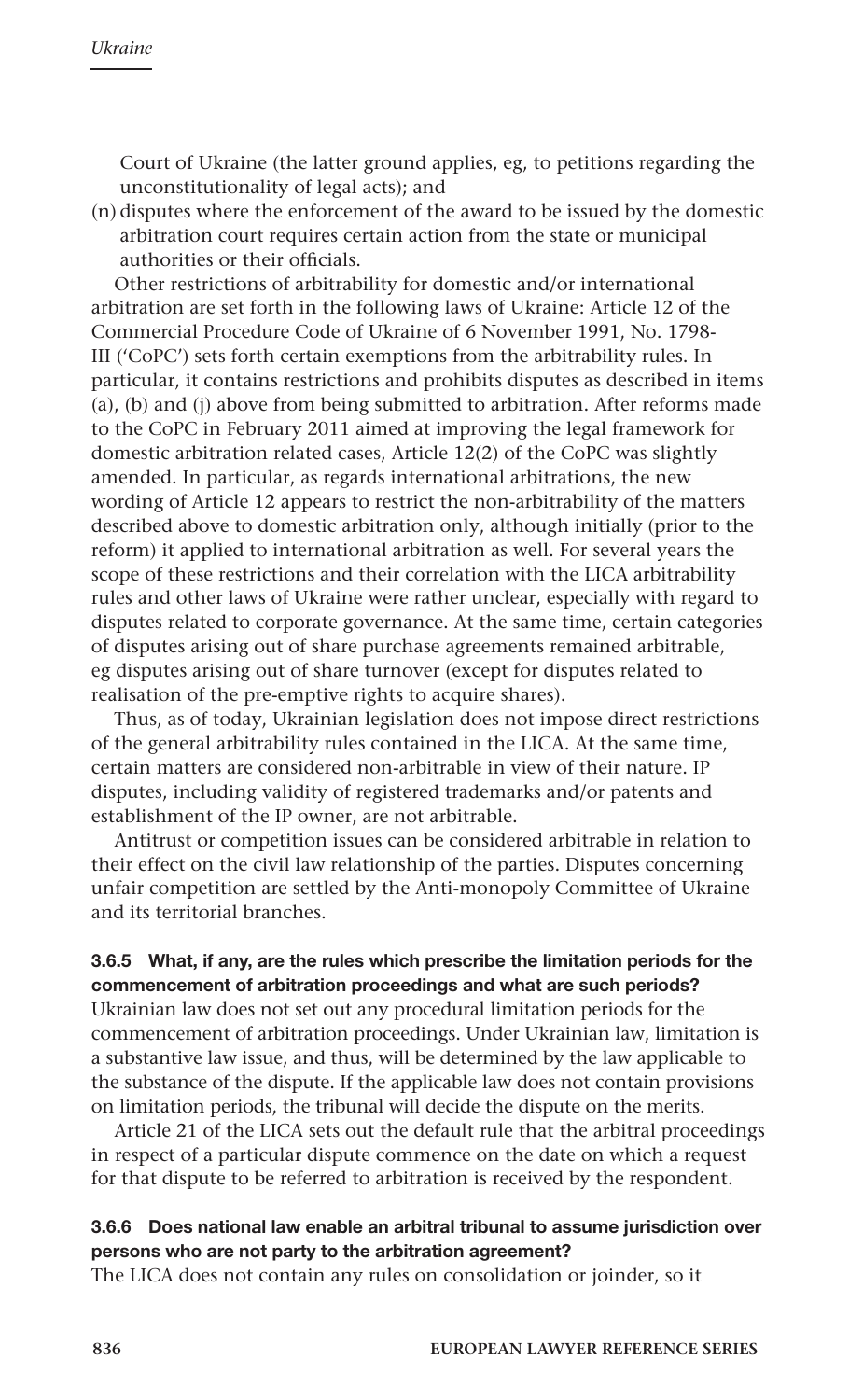Court of Ukraine (the latter ground applies, eg, to petitions regarding the unconstitutionality of legal acts); and

(n) disputes where the enforcement of the award to be issued by the domestic arbitration court requires certain action from the state or municipal authorities or their officials.

Other restrictions of arbitrability for domestic and/or international arbitration are set forth in the following laws of Ukraine: Article 12 of the Commercial Procedure Code of Ukraine of 6 November 1991, No. 1798-III ('CoPC') sets forth certain exemptions from the arbitrability rules. In particular, it contains restrictions and prohibits disputes as described in items (a), (b) and (j) above from being submitted to arbitration. After reforms made to the CoPC in February 2011 aimed at improving the legal framework for domestic arbitration related cases, Article 12(2) of the CoPC was slightly amended. In particular, as regards international arbitrations, the new wording of Article 12 appears to restrict the non-arbitrability of the matters described above to domestic arbitration only, although initially (prior to the reform) it applied to international arbitration as well. For several years the scope of these restrictions and their correlation with the LICA arbitrability rules and other laws of Ukraine were rather unclear, especially with regard to disputes related to corporate governance. At the same time, certain categories of disputes arising out of share purchase agreements remained arbitrable, eg disputes arising out of share turnover (except for disputes related to realisation of the pre-emptive rights to acquire shares).

Thus, as of today, Ukrainian legislation does not impose direct restrictions of the general arbitrability rules contained in the LICA. At the same time, certain matters are considered non-arbitrable in view of their nature. IP disputes, including validity of registered trademarks and/or patents and establishment of the IP owner, are not arbitrable.

Antitrust or competition issues can be considered arbitrable in relation to their effect on the civil law relationship of the parties. Disputes concerning unfair competition are settled by the Anti-monopoly Committee of Ukraine and its territorial branches.

**3.6.5 What, if any, are the rules which prescribe the limitation periods for the commencement of arbitration proceedings and what are such periods?**

Ukrainian law does not set out any procedural limitation periods for the commencement of arbitration proceedings. Under Ukrainian law, limitation is a substantive law issue, and thus, will be determined by the law applicable to the substance of the dispute. If the applicable law does not contain provisions on limitation periods, the tribunal will decide the dispute on the merits.

Article 21 of the LICA sets out the default rule that the arbitral proceedings in respect of a particular dispute commence on the date on which a request for that dispute to be referred to arbitration is received by the respondent.

**3.6.6 Does national law enable an arbitral tribunal to assume jurisdiction over persons who are not party to the arbitration agreement?**

The LICA does not contain any rules on consolidation or joinder, so it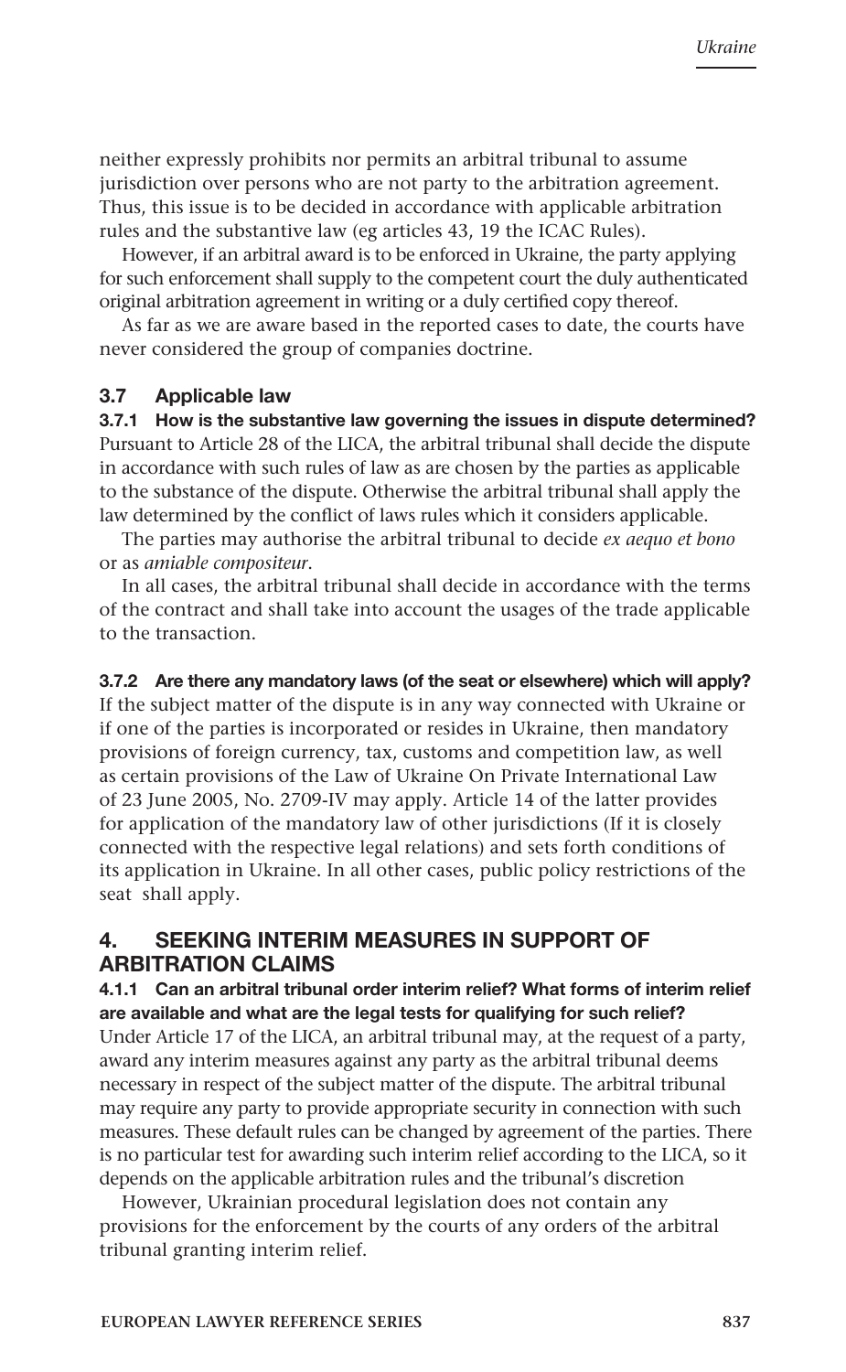neither expressly prohibits nor permits an arbitral tribunal to assume jurisdiction over persons who are not party to the arbitration agreement. Thus, this issue is to be decided in accordance with applicable arbitration rules and the substantive law (eg articles 43, 19 the ICAC Rules).

However, if an arbitral award is to be enforced in Ukraine, the party applying for such enforcement shall supply to the competent court the duly authenticated original arbitration agreement in writing or a duly certified copy thereof.

As far as we are aware based in the reported cases to date, the courts have never considered the group of companies doctrine.

### 3.7 Applicable law

#### 3.7.1 How is the substantive law governing the issues in dispute determined?

Pursuant to Article 28 of the LICA, the arbitral tribunal shall decide the dispute in accordance with such rules of law as are chosen by the parties as applicable to the substance of the dispute. Otherwise the arbitral tribunal shall apply the law determined by the conflict of laws rules which it considers applicable.

The parties may authorise the arbitral tribunal to decide *ex aequo et bono* or as *amiable compositeur*.

In all cases, the arbitral tribunal shall decide in accordance with the terms of the contract and shall take into account the usages of the trade applicable to the transaction.

#### 3.7.2 Are there any mandatory laws (of the seat or elsewhere) which will apply?

If the subject matter of the dispute is in any way connected with Ukraine or if one of the parties is incorporated or resides in Ukraine, then mandatory provisions of foreign currency, tax, customs and competition law, as well as certain provisions of the Law of Ukraine On Private International Law of 23 June 2005, No. 2709-IV may apply. Article 14 of the latter provides for application of the mandatory law of other jurisdictions (If it is closely connected with the respective legal relations) and sets forth conditions of its application in Ukraine. In all other cases, public policy restrictions of the seat shall apply.

## 4. SEEKING INTERIM MEASURES IN SUPPORT OF ARBITRATION CLAIMS

#### 4.1.1 Can an arbitral tribunal order interim relief? What forms of interim relief are available and what are the legal tests for qualifying for such relief?

Under Article 17 of the LICA, an arbitral tribunal may, at the request of a party, award any interim measures against any party as the arbitral tribunal deems necessary in respect of the subject matter of the dispute. The arbitral tribunal may require any party to provide appropriate security in connection with such measures. These default rules can be changed by agreement of the parties. There is no particular test for awarding such interim relief according to the LICA, so it depends on the applicable arbitration rules and the tribunal's discretion

However, Ukrainian procedural legislation does not contain any provisions for the enforcement by the courts of any orders of the arbitral tribunal granting interim relief.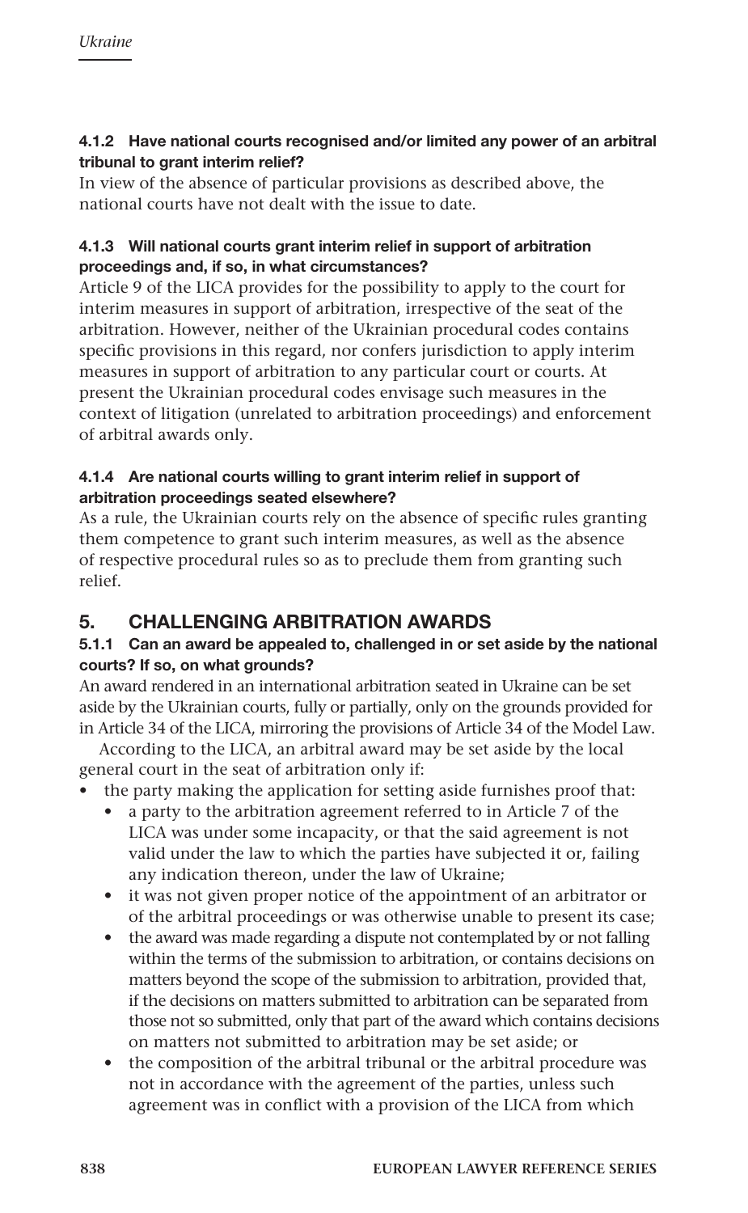#### 4.1.2 Have national courts recognised and/or limited any power of an arbitral tribunal to grant interim relief?

In view of the absence of particular provisions as described above, the national courts have not dealt with the issue to date.

#### 4.1.3 Will national courts grant interim relief in support of arbitration proceedings and, if so, in what circumstances?

Article 9 of the LICA provides for the possibility to apply to the court for interim measures in support of arbitration, irrespective of the seat of the arbitration. However, neither of the Ukrainian procedural codes contains specific provisions in this regard, nor confers jurisdiction to apply interim measures in support of arbitration to any particular court or courts. At present the Ukrainian procedural codes envisage such measures in the context of litigation (unrelated to arbitration proceedings) and enforcement of arbitral awards only.

#### 4.1.4 Are national courts willing to grant interim relief in support of arbitration proceedings seated elsewhere?

As a rule, the Ukrainian courts rely on the absence of specific rules granting them competence to grant such interim measures, as well as the absence of respective procedural rules so as to preclude them from granting such relief.

## 5. CHALLENGING ARBITRATION AWARDS

#### 5.1.1 Can an award be appealed to, challenged in or set aside by the national courts? If so, on what grounds?

An award rendered in an international arbitration seated in Ukraine can be set aside by the Ukrainian courts, fully or partially, only on the grounds provided for in Article 34 of the LICA, mirroring the provisions of Article 34 of the Model Law.

According to the LICA, an arbitral award may be set aside by the local general court in the seat of arbitration only if:

- the party making the application for setting aside furnishes proof that:
  - a party to the arbitration agreement referred to in Article 7 of the LICA was under some incapacity, or that the said agreement is not valid under the law to which the parties have subjected it or, failing any indication thereon, under the law of Ukraine;
  - it was not given proper notice of the appointment of an arbitrator or of the arbitral proceedings or was otherwise unable to present its case;
  - the award was made regarding a dispute not contemplated by or not falling within the terms of the submission to arbitration, or contains decisions on matters beyond the scope of the submission to arbitration, provided that, if the decisions on matters submitted to arbitration can be separated from those not so submitted, only that part of the award which contains decisions on matters not submitted to arbitration may be set aside; or
  - the composition of the arbitral tribunal or the arbitral procedure was not in accordance with the agreement of the parties, unless such agreement was in conflict with a provision of the LICA from which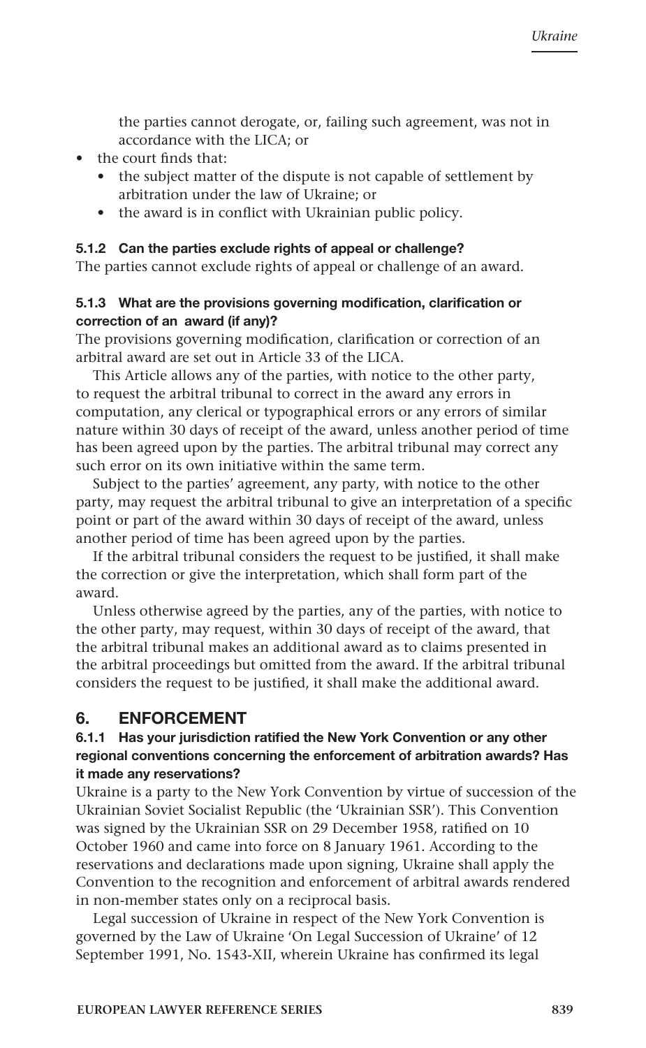the parties cannot derogate, or, failing such agreement, was not in accordance with the LICA; or

- the court finds that:
  - the subject matter of the dispute is not capable of settlement by arbitration under the law of Ukraine; or
  - the award is in conflict with Ukrainian public policy.

#### 5.1.2 Can the parties exclude rights of appeal or challenge?

The parties cannot exclude rights of appeal or challenge of an award.

#### 5.1.3 What are the provisions governing modification, clarification or correction of an award (if any)?

The provisions governing modification, clarification or correction of an arbitral award are set out in Article 33 of the LICA.

This Article allows any of the parties, with notice to the other party, to request the arbitral tribunal to correct in the award any errors in computation, any clerical or typographical errors or any errors of similar nature within 30 days of receipt of the award, unless another period of time has been agreed upon by the parties. The arbitral tribunal may correct any such error on its own initiative within the same term.

Subject to the parties' agreement, any party, with notice to the other party, may request the arbitral tribunal to give an interpretation of a specific point or part of the award within 30 days of receipt of the award, unless another period of time has been agreed upon by the parties.

If the arbitral tribunal considers the request to be justified, it shall make the correction or give the interpretation, which shall form part of the award.

Unless otherwise agreed by the parties, any of the parties, with notice to the other party, may request, within 30 days of receipt of the award, that the arbitral tribunal makes an additional award as to claims presented in the arbitral proceedings but omitted from the award. If the arbitral tribunal considers the request to be justified, it shall make the additional award.

## 6. ENFORCEMENT

#### 6.1.1 Has your jurisdiction ratified the New York Convention or any other regional conventions concerning the enforcement of arbitration awards? Has it made any reservations?

Ukraine is a party to the New York Convention by virtue of succession of the Ukrainian Soviet Socialist Republic (the 'Ukrainian SSR'). This Convention was signed by the Ukrainian SSR on 29 December 1958, ratified on 10 October 1960 and came into force on 8 January 1961. According to the reservations and declarations made upon signing, Ukraine shall apply the Convention to the recognition and enforcement of arbitral awards rendered in non-member states only on a reciprocal basis.

Legal succession of Ukraine in respect of the New York Convention is governed by the Law of Ukraine 'On Legal Succession of Ukraine' of 12 September 1991, No. 1543-XII, wherein Ukraine has confirmed its legal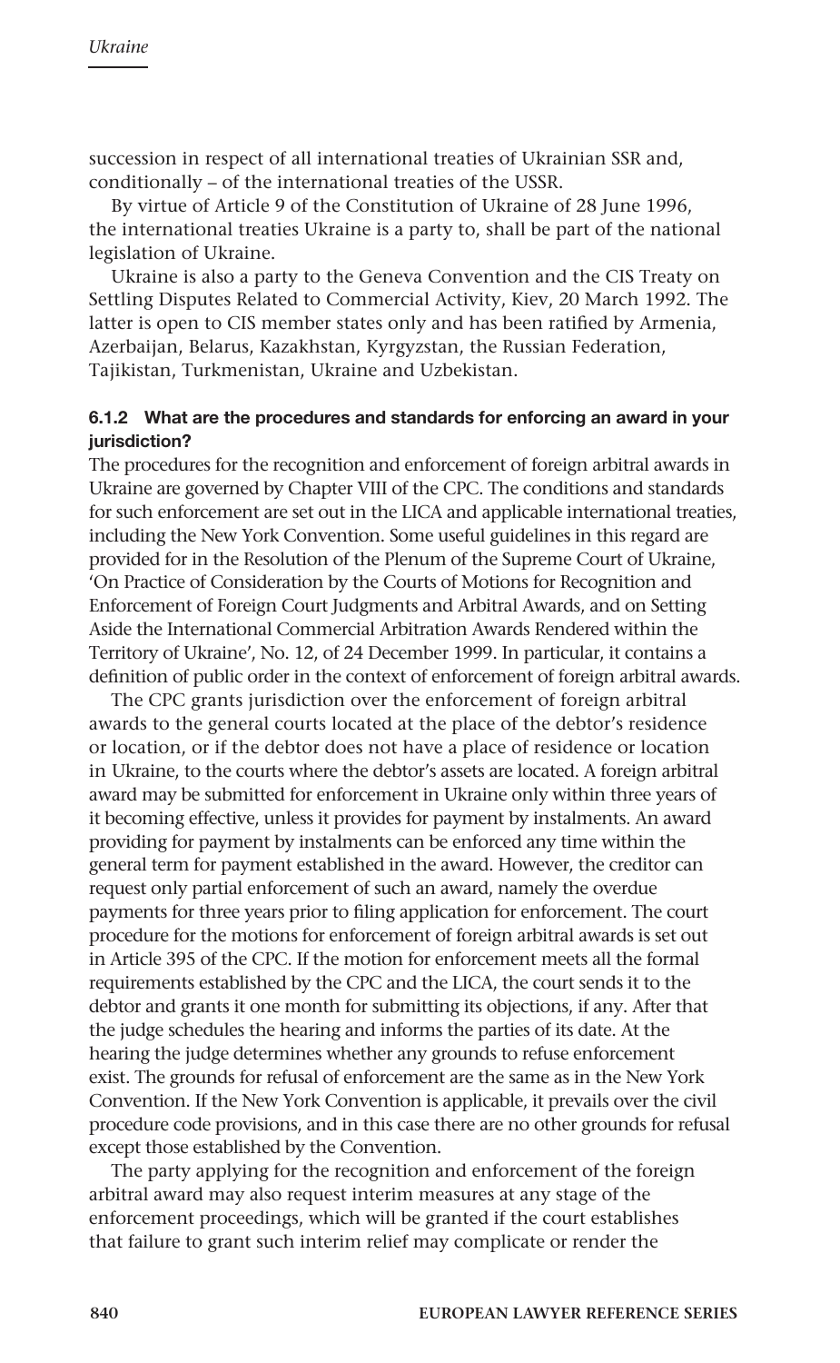succession in respect of all international treaties of Ukrainian SSR and, conditionally – of the international treaties of the USSR.

By virtue of Article 9 of the Constitution of Ukraine of 28 June 1996, the international treaties Ukraine is a party to, shall be part of the national legislation of Ukraine.

Ukraine is also a party to the Geneva Convention and the CIS Treaty on Settling Disputes Related to Commercial Activity, Kiev, 20 March 1992. The latter is open to CIS member states only and has been ratified by Armenia, Azerbaijan, Belarus, Kazakhstan, Kyrgyzstan, the Russian Federation, Tajikistan, Turkmenistan, Ukraine and Uzbekistan.

#### 6.1.2 What are the procedures and standards for enforcing an award in your jurisdiction?

The procedures for the recognition and enforcement of foreign arbitral awards in Ukraine are governed by Chapter VIII of the CPC. The conditions and standards for such enforcement are set out in the LICA and applicable international treaties, including the New York Convention. Some useful guidelines in this regard are provided for in the Resolution of the Plenum of the Supreme Court of Ukraine, 'On Practice of Consideration by the Courts of Motions for Recognition and Enforcement of Foreign Court Judgments and Arbitral Awards, and on Setting Aside the International Commercial Arbitration Awards Rendered within the Territory of Ukraine', No. 12, of 24 December 1999. In particular, it contains a definition of public order in the context of enforcement of foreign arbitral awards.

The CPC grants jurisdiction over the enforcement of foreign arbitral awards to the general courts located at the place of the debtor's residence or location, or if the debtor does not have a place of residence or location in Ukraine, to the courts where the debtor's assets are located. A foreign arbitral award may be submitted for enforcement in Ukraine only within three years of it becoming effective, unless it provides for payment by instalments. An award providing for payment by instalments can be enforced any time within the general term for payment established in the award. However, the creditor can request only partial enforcement of such an award, namely the overdue payments for three years prior to filing application for enforcement. The court procedure for the motions for enforcement of foreign arbitral awards is set out in Article 395 of the CPC. If the motion for enforcement meets all the formal requirements established by the CPC and the LICA, the court sends it to the debtor and grants it one month for submitting its objections, if any. After that the judge schedules the hearing and informs the parties of its date. At the hearing the judge determines whether any grounds to refuse enforcement exist. The grounds for refusal of enforcement are the same as in the New York Convention. If the New York Convention is applicable, it prevails over the civil procedure code provisions, and in this case there are no other grounds for refusal except those established by the Convention.

The party applying for the recognition and enforcement of the foreign arbitral award may also request interim measures at any stage of the enforcement proceedings, which will be granted if the court establishes that failure to grant such interim relief may complicate or render the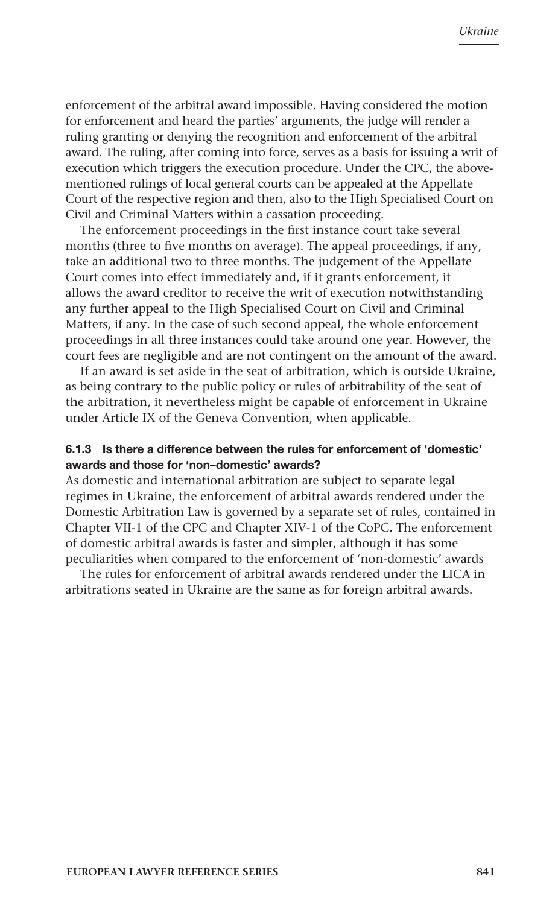enforcement of the arbitral award impossible. Having considered the motion for enforcement and heard the parties' arguments, the judge will render a ruling granting or denying the recognition and enforcement of the arbitral award. The ruling, after coming into force, serves as a basis for issuing a writ of execution which triggers the execution procedure. Under the CPC, the above-mentioned rulings of local general courts can be appealed at the Appellate Court of the respective region and then, also to the High Specialised Court on Civil and Criminal Matters within a cassation proceeding.

The enforcement proceedings in the first instance court take several months (three to five months on average). The appeal proceedings, if any, take an additional two to three months. The judgement of the Appellate Court comes into effect immediately and, if it grants enforcement, it allows the award creditor to receive the writ of execution notwithstanding any further appeal to the High Specialised Court on Civil and Criminal Matters, if any. In the case of such second appeal, the whole enforcement proceedings in all three instances could take around one year. However, the court fees are negligible and are not contingent on the amount of the award.

If an award is set aside in the seat of arbitration, which is outside Ukraine, as being contrary to the public policy or rules of arbitrability of the seat of the arbitration, it nevertheless might be capable of enforcement in Ukraine under Article IX of the Geneva Convention, when applicable.

#### 6.1.3 Is there a difference between the rules for enforcement of 'domestic' awards and those for 'non–domestic' awards?

As domestic and international arbitration are subject to separate legal regimes in Ukraine, the enforcement of arbitral awards rendered under the Domestic Arbitration Law is governed by a separate set of rules, contained in Chapter VII-1 of the CPC and Chapter XIV-1 of the CoPC. The enforcement of domestic arbitral awards is faster and simpler, although it has some peculiarities when compared to the enforcement of 'non-domestic' awards

The rules for enforcement of arbitral awards rendered under the LICA in arbitrations seated in Ukraine are the same as for foreign arbitral awards.